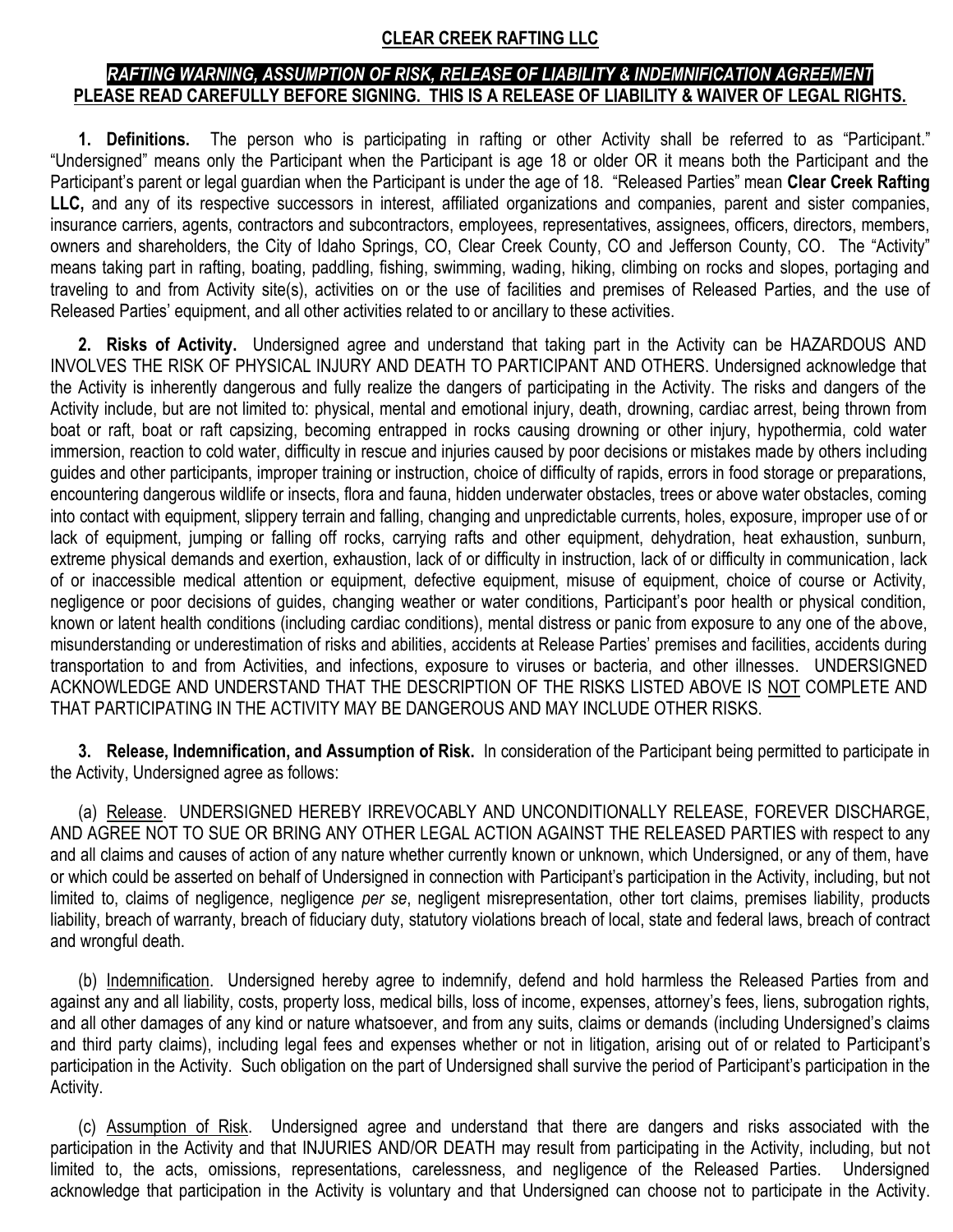**CLEAR CREEK RAFTING LLC**

***RAFTING WARNING, ASSUMPTION OF RISK, RELEASE OF LIABILITY & INDEMNIFICATION AGREEMENT***

**PLEASE READ CAREFULLY BEFORE SIGNING. THIS IS A RELEASE OF LIABILITY & WAIVER OF LEGAL RIGHTS.**

**1. Definitions.** The person who is participating in rafting or other Activity shall be referred to as "Participant." "Undersigned" means only the Participant when the Participant is age 18 or older OR it means both the Participant and the Participant's parent or legal guardian when the Participant is under the age of 18. "Released Parties" mean **Clear Creek Rafting LLC,** and any of its respective successors in interest, affiliated organizations and companies, parent and sister companies, insurance carriers, agents, contractors and subcontractors, employees, representatives, assignees, officers, directors, members, owners and shareholders, the City of Idaho Springs, CO, Clear Creek County, CO and Jefferson County, CO. The "Activity" means taking part in rafting, boating, paddling, fishing, swimming, wading, hiking, climbing on rocks and slopes, portaging and traveling to and from Activity site(s), activities on or the use of facilities and premises of Released Parties, and the use of Released Parties' equipment, and all other activities related to or ancillary to these activities.

**2. Risks of Activity.** Undersigned agree and understand that taking part in the Activity can be HAZARDOUS AND INVOLVES THE RISK OF PHYSICAL INJURY AND DEATH TO PARTICIPANT AND OTHERS. Undersigned acknowledge that the Activity is inherently dangerous and fully realize the dangers of participating in the Activity. The risks and dangers of the Activity include, but are not limited to: physical, mental and emotional injury, death, drowning, cardiac arrest, being thrown from boat or raft, boat or raft capsizing, becoming entrapped in rocks causing drowning or other injury, hypothermia, cold water immersion, reaction to cold water, difficulty in rescue and injuries caused by poor decisions or mistakes made by others including guides and other participants, improper training or instruction, choice of difficulty of rapids, errors in food storage or preparations, encountering dangerous wildlife or insects, flora and fauna, hidden underwater obstacles, trees or above water obstacles, coming into contact with equipment, slippery terrain and falling, changing and unpredictable currents, holes, exposure, improper use of or lack of equipment, jumping or falling off rocks, carrying rafts and other equipment, dehydration, heat exhaustion, sunburn, extreme physical demands and exertion, exhaustion, lack of or difficulty in instruction, lack of or difficulty in communication, lack of or inaccessible medical attention or equipment, defective equipment, misuse of equipment, choice of course or Activity, negligence or poor decisions of guides, changing weather or water conditions, Participant's poor health or physical condition, known or latent health conditions (including cardiac conditions), mental distress or panic from exposure to any one of the above, misunderstanding or underestimation of risks and abilities, accidents at Release Parties' premises and facilities, accidents during transportation to and from Activities, and infections, exposure to viruses or bacteria, and other illnesses. UNDERSIGNED ACKNOWLEDGE AND UNDERSTAND THAT THE DESCRIPTION OF THE RISKS LISTED ABOVE IS NOT COMPLETE AND THAT PARTICIPATING IN THE ACTIVITY MAY BE DANGEROUS AND MAY INCLUDE OTHER RISKS.

**3. Release, Indemnification, and Assumption of Risk.** In consideration of the Participant being permitted to participate in the Activity, Undersigned agree as follows:

(a) Release. UNDERSIGNED HEREBY IRREVOCABLY AND UNCONDITIONALLY RELEASE, FOREVER DISCHARGE, AND AGREE NOT TO SUE OR BRING ANY OTHER LEGAL ACTION AGAINST THE RELEASED PARTIES with respect to any and all claims and causes of action of any nature whether currently known or unknown, which Undersigned, or any of them, have or which could be asserted on behalf of Undersigned in connection with Participant's participation in the Activity, including, but not limited to, claims of negligence, negligence *per se*, negligent misrepresentation, other tort claims, premises liability, products liability, breach of warranty, breach of fiduciary duty, statutory violations breach of local, state and federal laws, breach of contract and wrongful death.

(b) Indemnification. Undersigned hereby agree to indemnify, defend and hold harmless the Released Parties from and against any and all liability, costs, property loss, medical bills, loss of income, expenses, attorney's fees, liens, subrogation rights, and all other damages of any kind or nature whatsoever, and from any suits, claims or demands (including Undersigned's claims and third party claims), including legal fees and expenses whether or not in litigation, arising out of or related to Participant's participation in the Activity. Such obligation on the part of Undersigned shall survive the period of Participant's participation in the Activity.

(c) Assumption of Risk. Undersigned agree and understand that there are dangers and risks associated with the participation in the Activity and that INJURIES AND/OR DEATH may result from participating in the Activity, including, but not limited to, the acts, omissions, representations, carelessness, and negligence of the Released Parties. Undersigned acknowledge that participation in the Activity is voluntary and that Undersigned can choose not to participate in the Activity.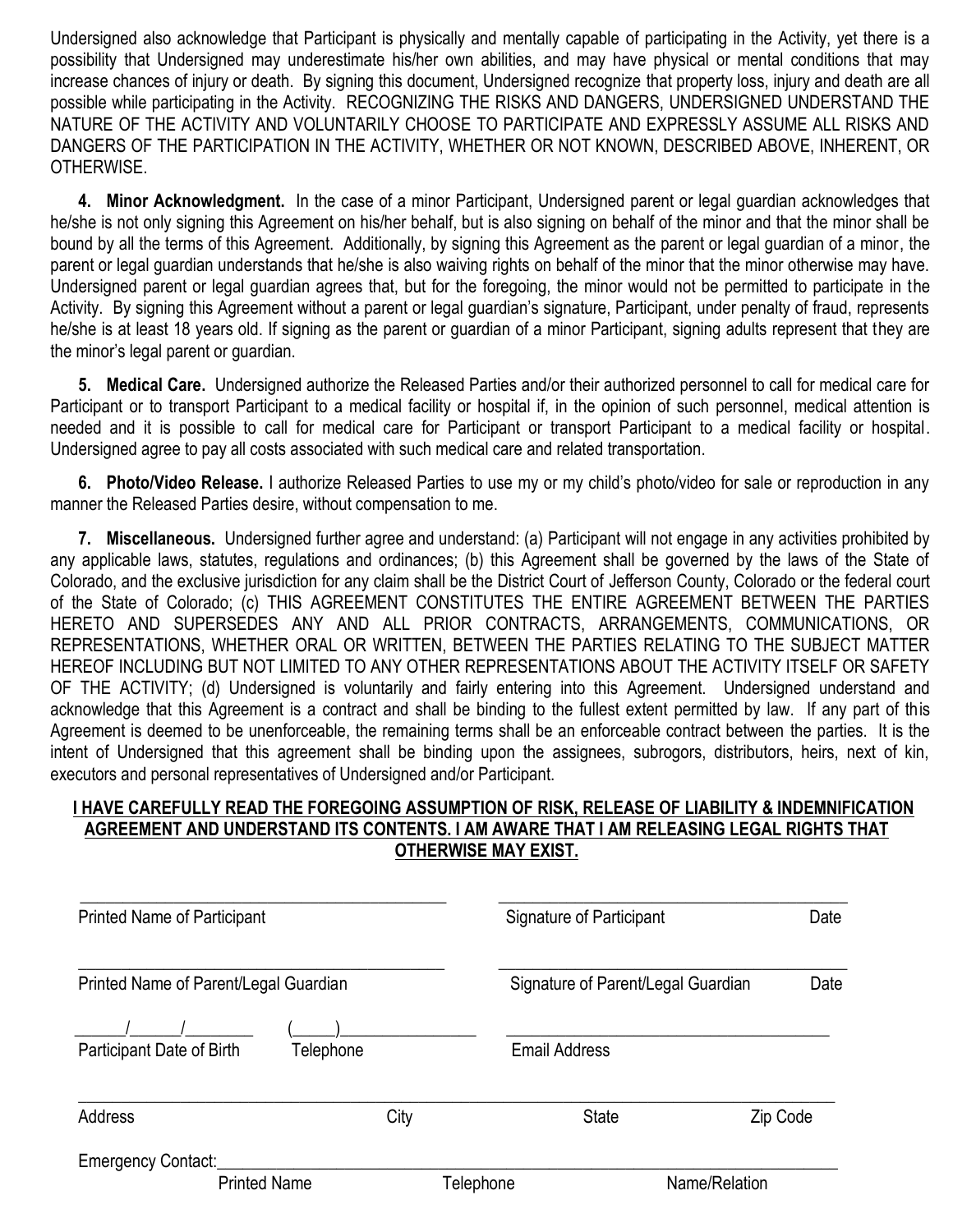Undersigned also acknowledge that Participant is physically and mentally capable of participating in the Activity, yet there is a possibility that Undersigned may underestimate his/her own abilities, and may have physical or mental conditions that may increase chances of injury or death. By signing this document, Undersigned recognize that property loss, injury and death are all possible while participating in the Activity. RECOGNIZING THE RISKS AND DANGERS, UNDERSIGNED UNDERSTAND THE NATURE OF THE ACTIVITY AND VOLUNTARILY CHOOSE TO PARTICIPATE AND EXPRESSLY ASSUME ALL RISKS AND DANGERS OF THE PARTICIPATION IN THE ACTIVITY, WHETHER OR NOT KNOWN, DESCRIBED ABOVE, INHERENT, OR OTHERWISE.

**4. Minor Acknowledgment.** In the case of a minor Participant, Undersigned parent or legal guardian acknowledges that he/she is not only signing this Agreement on his/her behalf, but is also signing on behalf of the minor and that the minor shall be bound by all the terms of this Agreement. Additionally, by signing this Agreement as the parent or legal guardian of a minor, the parent or legal guardian understands that he/she is also waiving rights on behalf of the minor that the minor otherwise may have. Undersigned parent or legal guardian agrees that, but for the foregoing, the minor would not be permitted to participate in the Activity. By signing this Agreement without a parent or legal guardian's signature, Participant, under penalty of fraud, represents he/she is at least 18 years old. If signing as the parent or guardian of a minor Participant, signing adults represent that they are the minor's legal parent or guardian.

**5. Medical Care.** Undersigned authorize the Released Parties and/or their authorized personnel to call for medical care for Participant or to transport Participant to a medical facility or hospital if, in the opinion of such personnel, medical attention is needed and it is possible to call for medical care for Participant or transport Participant to a medical facility or hospital. Undersigned agree to pay all costs associated with such medical care and related transportation.

**6. Photo/Video Release.** I authorize Released Parties to use my or my child's photo/video for sale or reproduction in any manner the Released Parties desire, without compensation to me.

**7. Miscellaneous.** Undersigned further agree and understand: (a) Participant will not engage in any activities prohibited by any applicable laws, statutes, regulations and ordinances; (b) this Agreement shall be governed by the laws of the State of Colorado, and the exclusive jurisdiction for any claim shall be the District Court of Jefferson County, Colorado or the federal court of the State of Colorado; (c) THIS AGREEMENT CONSTITUTES THE ENTIRE AGREEMENT BETWEEN THE PARTIES HERETO AND SUPERSEDES ANY AND ALL PRIOR CONTRACTS, ARRANGEMENTS, COMMUNICATIONS, OR REPRESENTATIONS, WHETHER ORAL OR WRITTEN, BETWEEN THE PARTIES RELATING TO THE SUBJECT MATTER HEREOF INCLUDING BUT NOT LIMITED TO ANY OTHER REPRESENTATIONS ABOUT THE ACTIVITY ITSELF OR SAFETY OF THE ACTIVITY; (d) Undersigned is voluntarily and fairly entering into this Agreement. Undersigned understand and acknowledge that this Agreement is a contract and shall be binding to the fullest extent permitted by law. If any part of this Agreement is deemed to be unenforceable, the remaining terms shall be an enforceable contract between the parties. It is the intent of Undersigned that this agreement shall be binding upon the assignees, subrogors, distributors, heirs, next of kin, executors and personal representatives of Undersigned and/or Participant.

**I HAVE CAREFULLY READ THE FOREGOING ASSUMPTION OF RISK, RELEASE OF LIABILITY & INDEMNIFICATION AGREEMENT AND UNDERSTAND ITS CONTENTS. I AM AWARE THAT I AM RELEASING LEGAL RIGHTS THAT OTHERWISE MAY EXIST.**

_____________________________________________ _____________________________________________

Printed Name of Participant — Signature of Participant — Date

_____________________________________________ _____________________________________________

Printed Name of Parent/Legal Guardian — Signature of Parent/Legal Guardian — Date

______/______/________ (_____)________________ ______________________________________

Participant Date of Birth — Telephone — Email Address

_____________________________________________________________________________________________

Address — City — State — Zip Code

Emergency Contact:_____________________________________________________________________________

Printed Name — Telephone — Name/Relation